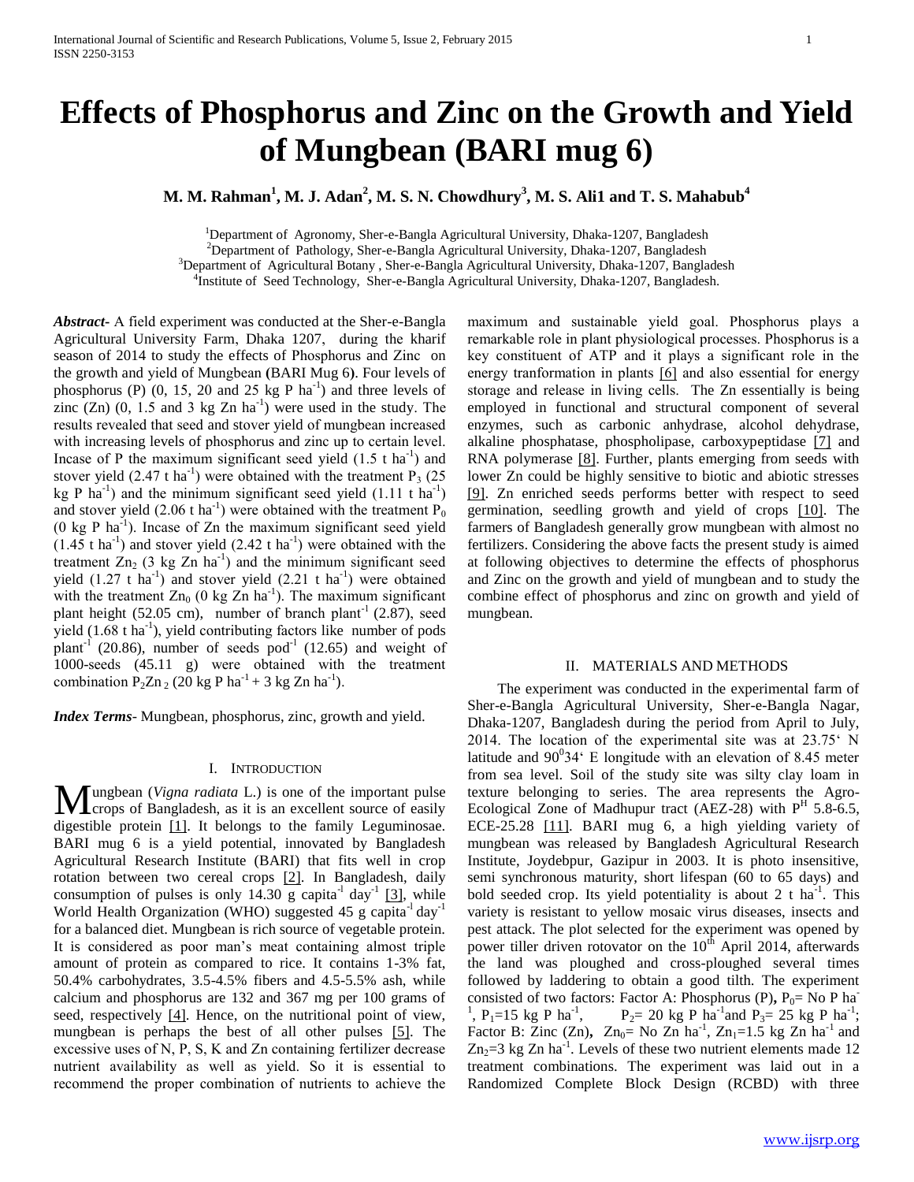# Effects of Phosphorus and Zinc on the Growth and Yield of Mungbean (BARI mug 6)

**M. M. Rahman[1], M. J. Adan[2], M. S. N. Chowdhury[3], M. S. Ali1 and T. S. Mahabub[4]**

[1]Department of Agronomy, Sher-e-Bangla Agricultural University, Dhaka-1207, Bangladesh
[2]Department of Pathology, Sher-e-Bangla Agricultural University, Dhaka-1207, Bangladesh
[3]Department of Agricultural Botany , Sher-e-Bangla Agricultural University, Dhaka-1207, Bangladesh
[4]Institute of Seed Technology, Sher-e-Bangla Agricultural University, Dhaka-1207, Bangladesh.

***Abstract-*** A field experiment was conducted at the Sher-e-Bangla Agricultural University Farm, Dhaka 1207, during the kharif season of 2014 to study the effects of Phosphorus and Zinc on the growth and yield of Mungbean **(**BARI Mug 6**)**. Four levels of phosphorus (P) (0, 15, 20 and 25 kg P $ha^{-1}$) and three levels of zinc (Zn) (0, 1.5 and 3 kg Zn $ha^{-1}$) were used in the study. The results revealed that seed and stover yield of mungbean increased with increasing levels of phosphorus and zinc up to certain level. Incase of P the maximum significant seed yield (1.5 t $ha^{-1}$) and stover yield (2.47 t $ha^{-1}$) were obtained with the treatment $P_3$ (25 kg P $ha^{-1}$) and the minimum significant seed yield (1.11 t $ha^{-1}$) and stover yield (2.06 t $ha^{-1}$) were obtained with the treatment $P_0$ (0 kg P $ha^{-1}$). Incase of Zn the maximum significant seed yield (1.45 t $ha^{-1}$) and stover yield (2.42 t $ha^{-1}$) were obtained with the treatment $Zn_2$ (3 kg Zn $ha^{-1}$) and the minimum significant seed yield (1.27 t $ha^{-1}$) and stover yield (2.21 t $ha^{-1}$) were obtained with the treatment $Zn_0$ (0 kg Zn $ha^{-1}$). The maximum significant plant height (52.05 cm), number of branch $plant^{-1}$ (2.87), seed yield (1.68 t $ha^{-1}$), yield contributing factors like number of pods $plant^{-1}$ (20.86), number of seeds $pod^{-1}$ (12.65) and weight of 1000-seeds (45.11 g) were obtained with the treatment combination $P_2Zn_2$ (20 kg P $ha^{-1}$ + 3 kg Zn $ha^{-1}$).

***Index Terms-*** Mungbean, phosphorus, zinc, growth and yield.

## I. Introduction

Mungbean (*Vigna radiata* L.) is one of the important pulse crops of Bangladesh, as it is an excellent source of easily digestible protein [1]. It belongs to the family Leguminosae. BARI mug 6 is a yield potential, innovated by Bangladesh Agricultural Research Institute (BARI) that fits well in crop rotation between two cereal crops [2]. In Bangladesh, daily consumption of pulses is only 14.30 g $capita^{-1}$ $day^{-1}$ [3], while World Health Organization (WHO) suggested 45 g $capita^{-1}$ $day^{-1}$ for a balanced diet. Mungbean is rich source of vegetable protein. It is considered as poor man's meat containing almost triple amount of protein as compared to rice. It contains 1-3% fat, 50.4% carbohydrates, 3.5-4.5% fibers and 4.5-5.5% ash, while calcium and phosphorus are 132 and 367 mg per 100 grams of seed, respectively [4]. Hence, on the nutritional point of view, mungbean is perhaps the best of all other pulses [5]. The excessive uses of N, P, S, K and Zn containing fertilizer decrease nutrient availability as well as yield. So it is essential to recommend the proper combination of nutrients to achieve the maximum and sustainable yield goal. Phosphorus plays a remarkable role in plant physiological processes. Phosphorus is a key constituent of ATP and it plays a significant role in the energy tranformation in plants [6] and also essential for energy storage and release in living cells. The Zn essentially is being employed in functional and structural component of several enzymes, such as carbonic anhydrase, alcohol dehydrase, alkaline phosphatase, phospholipase, carboxypeptidase [7] and RNA polymerase [8]. Further, plants emerging from seeds with lower Zn could be highly sensitive to biotic and abiotic stresses [9]. Zn enriched seeds performs better with respect to seed germination, seedling growth and yield of crops [10]. The farmers of Bangladesh generally grow mungbean with almost no fertilizers. Considering the above facts the present study is aimed at following objectives to determine the effects of phosphorus and Zinc on the growth and yield of mungbean and to study the combine effect of phosphorus and zinc on growth and yield of mungbean.

## II. Materials and Methods

The experiment was conducted in the experimental farm of Sher-e-Bangla Agricultural University, Sher-e-Bangla Nagar, Dhaka-1207, Bangladesh during the period from April to July, 2014. The location of the experimental site was at 23.75' N latitude and $90^0$34' E longitude with an elevation of 8.45 meter from sea level. Soil of the study site was silty clay loam in texture belonging to series. The area represents the Agro-Ecological Zone of Madhupur tract (AEZ-28) with $P^H$ 5.8-6.5, ECE-25.28 [11]. BARI mug 6, a high yielding variety of mungbean was released by Bangladesh Agricultural Research Institute, Joydebpur, Gazipur in 2003. It is photo insensitive, semi synchronous maturity, short lifespan (60 to 65 days) and bold seeded crop. Its yield potentiality is about 2 t $ha^{-1}$. This variety is resistant to yellow mosaic virus diseases, insects and pest attack. The plot selected for the experiment was opened by power tiller driven rotovator on the $10^{th}$ April 2014, afterwards the land was ploughed and cross-ploughed several times followed by laddering to obtain a good tilth. The experiment consisted of two factors: Factor A: Phosphorus (P), $P_0$= No P $ha^{-1}$, $P_1$=15 kg P $ha^{-1}$, $P_2$= 20 kg P $ha^{-1}$and $P_3$= 25 kg P $ha^{-1}$; Factor B: Zinc (Zn), $Zn_0$= No Zn $ha^{-1}$, $Zn_1$=1.5 kg Zn $ha^{-1}$ and $Zn_2$=3 kg Zn $ha^{-1}$. Levels of these two nutrient elements made 12 treatment combinations. The experiment was laid out in a Randomized Complete Block Design (RCBD) with three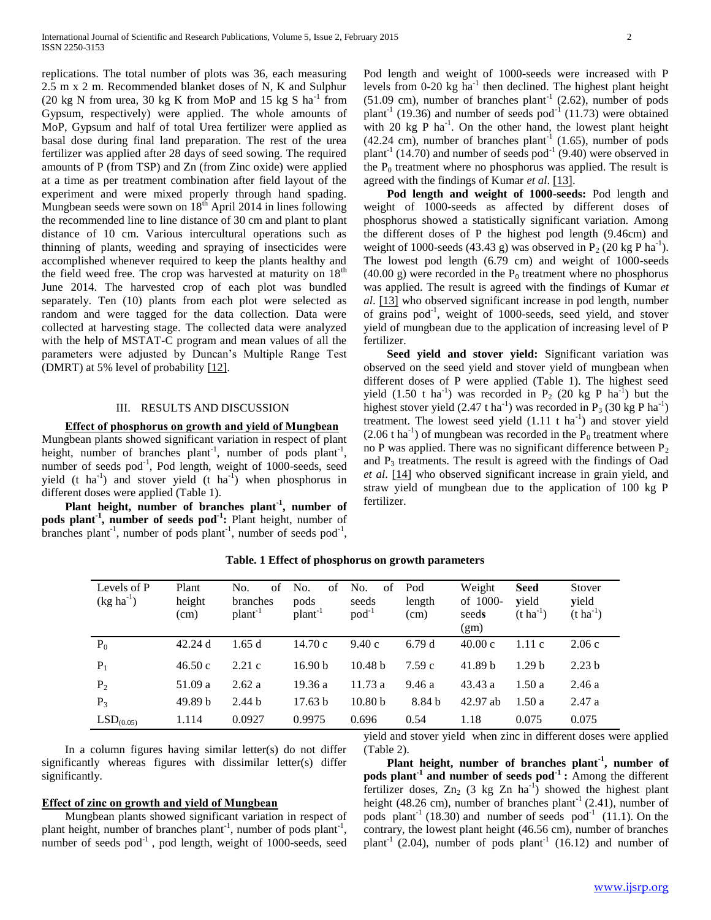replications. The total number of plots was 36, each measuring 2.5 m x 2 m. Recommended blanket doses of N, K and Sulphur (20 kg N from urea, 30 kg K from MoP and 15 kg S $ha^{-1}$ from Gypsum, respectively) were applied. The whole amounts of MoP, Gypsum and half of total Urea fertilizer were applied as basal dose during final land preparation. The rest of the urea fertilizer was applied after 28 days of seed sowing. The required amounts of P (from TSP) and Zn (from Zinc oxide) were applied at a time as per treatment combination after field layout of the experiment and were mixed properly through hand spading. Mungbean seeds were sown on 18th April 2014 in lines following the recommended line to line distance of 30 cm and plant to plant distance of 10 cm. Various intercultural operations such as thinning of plants, weeding and spraying of insecticides were accomplished whenever required to keep the plants healthy and the field weed free. The crop was harvested at maturity on 18th June 2014. The harvested crop of each plot was bundled separately. Ten (10) plants from each plot were selected as random and were tagged for the data collection. Data were collected at harvesting stage. The collected data were analyzed with the help of MSTAT-C program and mean values of all the parameters were adjusted by Duncan's Multiple Range Test (DMRT) at 5% level of probability [12].

## III. RESULTS AND DISCUSSION

**Effect of phosphorus on growth and yield of Mungbean**

Mungbean plants showed significant variation in respect of plant height, number of branches $plant^{-1}$, number of pods $plant^{-1}$, number of seeds $pod^{-1}$, Pod length, weight of 1000-seeds, seed yield (t $ha^{-1}$) and stover yield (t $ha^{-1}$) when phosphorus in different doses were applied (Table 1).

**Plant height, number of branches $plant^{-1}$, number of pods $plant^{-1}$, number of seeds $pod^{-1}$:** Plant height, number of branches $plant^{-1}$, number of pods $plant^{-1}$, number of seeds $pod^{-1}$, Pod length and weight of 1000-seeds were increased with P levels from 0-20 kg $ha^{-1}$ then declined. The highest plant height (51.09 cm), number of branches $plant^{-1}$ (2.62), number of pods $plant^{-1}$ (19.36) and number of seeds $pod^{-1}$ (11.73) were obtained with 20 kg P $ha^{-1}$. On the other hand, the lowest plant height (42.24 cm), number of branches $plant^{-1}$ (1.65), number of pods $plant^{-1}$ (14.70) and number of seeds $pod^{-1}$ (9.40) were observed in the $P_0$ treatment where no phosphorus was applied. The result is agreed with the findings of Kumar *et al*. [13].

**Pod length and weight of 1000-seeds:** Pod length and weight of 1000-seeds as affected by different doses of phosphorus showed a statistically significant variation. Among the different doses of P the highest pod length (9.46cm) and weight of 1000-seeds (43.43 g) was observed in $P_2$ (20 kg P $ha^{-1}$). The lowest pod length (6.79 cm) and weight of 1000-seeds (40.00 g) were recorded in the $P_0$ treatment where no phosphorus was applied. The result is agreed with the findings of Kumar *et al*. [13] who observed significant increase in pod length, number of grains $pod^{-1}$, weight of 1000-seeds, seed yield, and stover yield of mungbean due to the application of increasing level of P fertilizer.

**Seed yield and stover yield:** Significant variation was observed on the seed yield and stover yield of mungbean when different doses of P were applied (Table 1). The highest seed yield (1.50 t $ha^{-1}$) was recorded in $P_2$ (20 kg P $ha^{-1}$) but the highest stover yield (2.47 t $ha^{-1}$) was recorded in $P_3$ (30 kg P $ha^{-1}$) treatment. The lowest seed yield (1.11 t $ha^{-1}$) and stover yield (2.06 t $ha^{-1}$) of mungbean was recorded in the $P_0$ treatment where no P was applied. There was no significant difference between $P_2$ and $P_3$ treatments. The result is agreed with the findings of Oad *et al*. [14] who observed significant increase in grain yield, and straw yield of mungbean due to the application of 100 kg P fertilizer.

**Table. 1 Effect of phosphorus on growth parameters**

| Levels of P (kg $ha^{-1}$) | Plant height (cm) | No. of branches $plant^{-1}$ | No. of pods $plant^{-1}$ | No. of seeds $pod^{-1}$ | Pod length (cm) | Weight of 1000-seeds (gm) | **Seed yield** (t $ha^{-1}$) | Stover yield (t $ha^{-1}$) |
|---|---|---|---|---|---|---|---|---|
| $P_0$ | 42.24 d | 1.65 d | 14.70 c | 9.40 c | 6.79 d | 40.00 c | 1.11 c | 2.06 c |
| $P_1$ | 46.50 c | 2.21 c | 16.90 b | 10.48 b | 7.59 c | 41.89 b | 1.29 b | 2.23 b |
| $P_2$ | 51.09 a | 2.62 a | 19.36 a | 11.73 a | 9.46 a | 43.43 a | 1.50 a | 2.46 a |
| $P_3$ | 49.89 b | 2.44 b | 17.63 b | 10.80 b | 8.84 b | 42.97 ab | 1.50 a | 2.47 a |
| $LSD_{(0.05)}$ | 1.114 | 0.0927 | 0.9975 | 0.696 | 0.54 | 1.18 | 0.075 | 0.075 |

In a column figures having similar letter(s) do not differ significantly whereas figures with dissimilar letter(s) differ significantly.

**Effect of zinc on growth and yield of Mungbean**

Mungbean plants showed significant variation in respect of plant height, number of branches $plant^{-1}$, number of pods $plant^{-1}$, number of seeds $pod^{-1}$ , pod length, weight of 1000-seeds, seed yield and stover yield when zinc in different doses were applied (Table 2).

**Plant height, number of branches $plant^{-1}$, number of pods $plant^{-1}$ and number of seeds $pod^{-1}$ :** Among the different fertilizer doses, $Zn_2$ (3 kg Zn $ha^{-1}$) showed the highest plant height (48.26 cm), number of branches $plant^{-1}$ (2.41), number of pods $plant^{-1}$ (18.30) and number of seeds $pod^{-1}$ (11.1). On the contrary, the lowest plant height (46.56 cm), number of branches $plant^{-1}$ (2.04), number of pods $plant^{-1}$ (16.12) and number of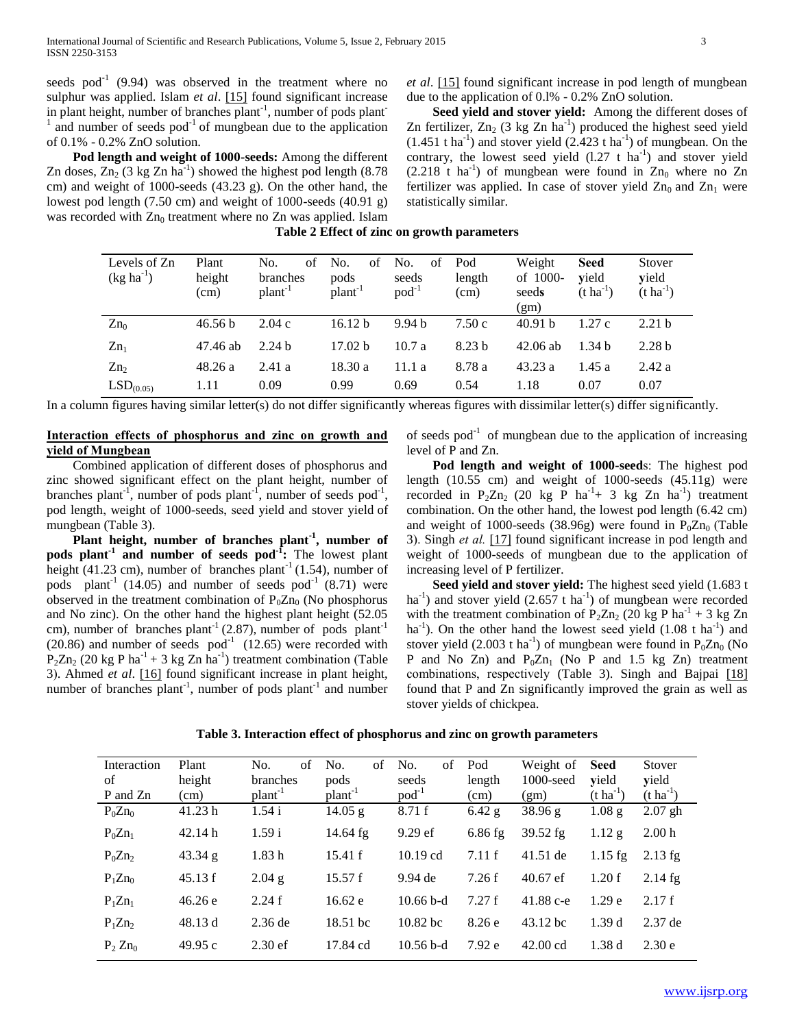seeds $pod^{-1}$ (9.94) was observed in the treatment where no sulphur was applied. Islam *et al*. [15] found significant increase in plant height, number of branches $plant^{-1}$, number of pods $plant^{-1}$ and number of seeds $pod^{-1}$ of mungbean due to the application of 0.1% - 0.2% ZnO solution.

**Pod length and weight of 1000-seeds:** Among the different Zn doses, $Zn_2$ (3 kg Zn $ha^{-1}$) showed the highest pod length (8.78 cm) and weight of 1000-seeds (43.23 g). On the other hand, the lowest pod length (7.50 cm) and weight of 1000-seeds (40.91 g) was recorded with $Zn_0$ treatment where no Zn was applied. Islam *et al*. [15] found significant increase in pod length of mungbean due to the application of 0.l% - 0.2% ZnO solution.

**Seed yield and stover yield:** Among the different doses of Zn fertilizer, $Zn_2$ (3 kg Zn $ha^{-1}$) produced the highest seed yield (1.451 t $ha^{-1}$) and stover yield (2.423 t $ha^{-1}$) of mungbean. On the contrary, the lowest seed yield (l.27 t $ha^{-1}$) and stover yield (2.218 t $ha^{-1}$) of mungbean were found in $Zn_0$ where no Zn fertilizer was applied. In case of stover yield $Zn_0$ and $Zn_1$ were statistically similar.

**Table 2 Effect of zinc on growth parameters**

| Levels of Zn (kg $ha^{-1}$) | Plant height (cm) | No. of branches $plant^{-1}$ | No. of pods $plant^{-1}$ | No. of seeds $pod^{-1}$ | Pod length (cm) | Weight of 1000-seeds (gm) | **Seed yield** (t $ha^{-1}$) | Stover **y**ield (t $ha^{-1}$) |
|---|---|---|---|---|---|---|---|---|
| $Zn_0$ | 46.56 b | 2.04 c | 16.12 b | 9.94 b | 7.50 c | 40.91 b | 1.27 c | 2.21 b |
| $Zn_1$ | 47.46 ab | 2.24 b | 17.02 b | 10.7 a | 8.23 b | 42.06 ab | 1.34 b | 2.28 b |
| $Zn_2$ | 48.26 a | 2.41 a | 18.30 a | 11.1 a | 8.78 a | 43.23 a | 1.45 a | 2.42 a |
| $LSD_{(0.05)}$ | 1.11 | 0.09 | 0.99 | 0.69 | 0.54 | 1.18 | 0.07 | 0.07 |

In a column figures having similar letter(s) do not differ significantly whereas figures with dissimilar letter(s) differ significantly.

## Interaction effects of phosphorus and zinc on growth and yield of Mungbean

Combined application of different doses of phosphorus and zinc showed significant effect on the plant height, number of branches $plant^{-1}$, number of pods $plant^{-1}$, number of seeds $pod^{-1}$, pod length, weight of 1000-seeds, seed yield and stover yield of mungbean (Table 3).

**Plant height, number of branches $plant^{-1}$, number of pods $plant^{-1}$ and number of seeds $pod^{-1}$:** The lowest plant height (41.23 cm), number of branches $plant^{-1}$ (1.54), number of pods $plant^{-1}$ (14.05) and number of seeds $pod^{-1}$ (8.71) were observed in the treatment combination of $P_0Zn_0$ (No phosphorus and No zinc). On the other hand the highest plant height (52.05 cm), number of branches $plant^{-1}$ (2.87), number of pods $plant^{-1}$ (20.86) and number of seeds $pod^{-1}$ (12.65) were recorded with $P_2Zn_2$ (20 kg P $ha^{-1}$ + 3 kg Zn $ha^{-1}$) treatment combination (Table 3). Ahmed *et al*. [16] found significant increase in plant height, number of branches $plant^{-1}$, number of pods $plant^{-1}$ and number of seeds $pod^{-1}$ of mungbean due to the application of increasing level of P and Zn.

**Pod length and weight of 1000-seeds**: The highest pod length (10.55 cm) and weight of 1000-seeds (45.11g) were recorded in $P_2Zn_2$ (20 kg P $ha^{-1}$+ 3 kg Zn $ha^{-1}$) treatment combination. On the other hand, the lowest pod length (6.42 cm) and weight of 1000-seeds (38.96g) were found in $P_0Zn_0$ (Table 3). Singh *et al.* [17] found significant increase in pod length and weight of 1000-seeds of mungbean due to the application of increasing level of P fertilizer.

**Seed yield and stover yield:** The highest seed yield (1.683 t $ha^{-1}$) and stover yield (2.657 t $ha^{-1}$) of mungbean were recorded with the treatment combination of $P_2Zn_2$ (20 kg P $ha^{-1}$ + 3 kg Zn $ha^{-1}$). On the other hand the lowest seed yield (1.08 t $ha^{-1}$) and stover yield (2.003 t $ha^{-1}$) of mungbean were found in $P_0Zn_0$ (No P and No Zn) and $P_0Zn_1$ (No P and 1.5 kg Zn) treatment combinations, respectively (Table 3). Singh and Bajpai [18] found that P and Zn significantly improved the grain as well as stover yields of chickpea.

**Table 3. Interaction effect of phosphorus and zinc on growth parameters**

| Interaction of P and Zn | Plant height (cm) | No. of branches $plant^{-1}$ | No. of pods $plant^{-1}$ | No. of seeds $pod^{-1}$ | Pod length (cm) | Weight of 1000-seed (gm) | **Seed y**ield (t $ha^{-1}$) | Stover **y**ield (t $ha^{-1}$) |
|---|---|---|---|---|---|---|---|---|
| $P_0Zn_0$ | 41.23 h | 1.54 i | 14.05 g | 8.71 f | 6.42 g | 38.96 g | 1.08 g | 2.07 gh |
| $P_0Zn_1$ | 42.14 h | 1.59 i | 14.64 fg | 9.29 ef | 6.86 fg | 39.52 fg | 1.12 g | 2.00 h |
| $P_0Zn_2$ | 43.34 g | 1.83 h | 15.41 f | 10.19 cd | 7.11 f | 41.51 de | 1.15 fg | 2.13 fg |
| $P_1Zn_0$ | 45.13 f | 2.04 g | 15.57 f | 9.94 de | 7.26 f | 40.67 ef | 1.20 f | 2.14 fg |
| $P_1Zn_1$ | 46.26 e | 2.24 f | 16.62 e | 10.66 b-d | 7.27 f | 41.88 c-e | 1.29 e | 2.17 f |
| $P_1Zn_2$ | 48.13 d | 2.36 de | 18.51 bc | 10.82 bc | 8.26 e | 43.12 bc | 1.39 d | 2.37 de |
| $P_2Zn_0$ | 49.95 c | 2.30 ef | 17.84 cd | 10.56 b-d | 7.92 e | 42.00 cd | 1.38 d | 2.30 e |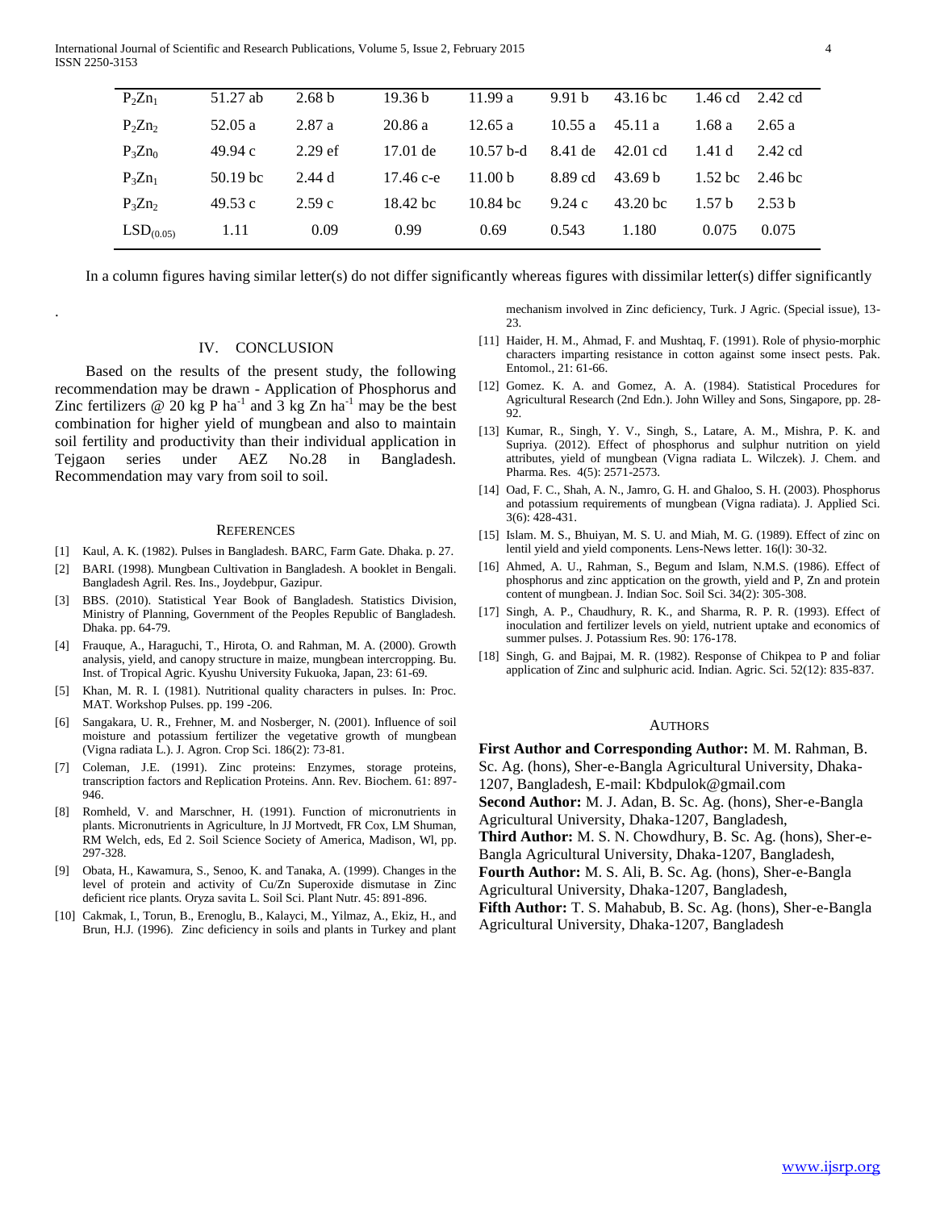| | | | | | | | | |
|---|---|---|---|---|---|---|---|---|
| $P_2Zn_1$ | 51.27 ab | 2.68 b | 19.36 b | 11.99 a | 9.91 b | 43.16 bc | 1.46 cd | 2.42 cd |
| $P_2Zn_2$ | 52.05 a | 2.87 a | 20.86 a | 12.65 a | 10.55 a | 45.11 a | 1.68 a | 2.65 a |
| $P_3Zn_0$ | 49.94 c | 2.29 ef | 17.01 de | 10.57 b-d | 8.41 de | 42.01 cd | 1.41 d | 2.42 cd |
| $P_3Zn_1$ | 50.19 bc | 2.44 d | 17.46 c-e | 11.00 b | 8.89 cd | 43.69 b | 1.52 bc | 2.46 bc |
| $P_3Zn_2$ | 49.53 c | 2.59 c | 18.42 bc | 10.84 bc | 9.24 c | 43.20 bc | 1.57 b | 2.53 b |
| $LSD_{(0.05)}$ | 1.11 | 0.09 | 0.99 | 0.69 | 0.543 | 1.180 | 0.075 | 0.075 |

In a column figures having similar letter(s) do not differ significantly whereas figures with dissimilar letter(s) differ significantly

## IV. CONCLUSION

Based on the results of the present study, the following recommendation may be drawn - Application of Phosphorus and Zinc fertilizers @ 20 kg P $ha^{-1}$ and 3 kg Zn $ha^{-1}$ may be the best combination for higher yield of mungbean and also to maintain soil fertility and productivity than their individual application in Tejgaon series under AEZ No.28 in Bangladesh. Recommendation may vary from soil to soil.

## REFERENCES

[1] Kaul, A. K. (1982). Pulses in Bangladesh. BARC, Farm Gate. Dhaka. p. 27.

[2] BARI. (1998). Mungbean Cultivation in Bangladesh. A booklet in Bengali. Bangladesh Agril. Res. Ins., Joydebpur, Gazipur.

[3] BBS. (2010). Statistical Year Book of Bangladesh. Statistics Division, Ministry of Planning, Government of the Peoples Republic of Bangladesh. Dhaka. pp. 64-79.

[4] Frauque, A., Haraguchi, T., Hirota, O. and Rahman, M. A. (2000). Growth analysis, yield, and canopy structure in maize, mungbean intercropping. Bu. Inst. of Tropical Agric. Kyushu University Fukuoka, Japan, 23: 61-69.

[5] Khan, M. R. I. (1981). Nutritional quality characters in pulses. In: Proc. MAT. Workshop Pulses. pp. 199 -206.

[6] Sangakara, U. R., Frehner, M. and Nosberger, N. (2001). Influence of soil moisture and potassium fertilizer the vegetative growth of mungbean (Vigna radiata L.). J. Agron. Crop Sci. 186(2): 73-81.

[7] Coleman, J.E. (1991). Zinc proteins: Enzymes, storage proteins, transcription factors and Replication Proteins. Ann. Rev. Biochem. 61: 897-946.

[8] Romheld, V. and Marschner, H. (1991). Function of micronutrients in plants. Micronutrients in Agriculture, ln JJ Mortvedt, FR Cox, LM Shuman, RM Welch, eds, Ed 2. Soil Science Society of America, Madison, Wl, pp. 297-328.

[9] Obata, H., Kawamura, S., Senoo, K. and Tanaka, A. (1999). Changes in the level of protein and activity of Cu/Zn Superoxide dismutase in Zinc deficient rice plants. Oryza savita L. Soil Sci. Plant Nutr. 45: 891-896.

[10] Cakmak, I., Torun, B., Erenoglu, B., Kalayci, M., Yilmaz, A., Ekiz, H., and Brun, H.J. (1996). Zinc deficiency in soils and plants in Turkey and plant mechanism involved in Zinc deficiency, Turk. J Agric. (Special issue), 13-23.

[11] Haider, H. M., Ahmad, F. and Mushtaq, F. (1991). Role of physio-morphic characters imparting resistance in cotton against some insect pests. Pak. Entomol., 21: 61-66.

[12] Gomez. K. A. and Gomez, A. A. (1984). Statistical Procedures for Agricultural Research (2nd Edn.). John Willey and Sons, Singapore, pp. 28-92.

[13] Kumar, R., Singh, Y. V., Singh, S., Latare, A. M., Mishra, P. K. and Supriya. (2012). Effect of phosphorus and sulphur nutrition on yield attributes, yield of mungbean (Vigna radiata L. Wilczek). J. Chem. and Pharma. Res. 4(5): 2571-2573.

[14] Oad, F. C., Shah, A. N., Jamro, G. H. and Ghaloo, S. H. (2003). Phosphorus and potassium requirements of mungbean (Vigna radiata). J. Applied Sci. 3(6): 428-431.

[15] Islam. M. S., Bhuiyan, M. S. U. and Miah, M. G. (1989). Effect of zinc on lentil yield and yield components. Lens-News letter. 16(l): 30-32.

[16] Ahmed, A. U., Rahman, S., Begum and Islam, N.M.S. (1986). Effect of phosphorus and zinc apptication on the growth, yield and P, Zn and protein content of mungbean. J. Indian Soc. Soil Sci. 34(2): 305-308.

[17] Singh, A. P., Chaudhury, R. K., and Sharma, R. P. R. (1993). Effect of inoculation and fertilizer levels on yield, nutrient uptake and economics of summer pulses. J. Potassium Res. 90: 176-178.

[18] Singh, G. and Bajpai, M. R. (1982). Response of Chikpea to P and foliar application of Zinc and sulphuric acid. Indian. Agric. Sci. 52(12): 835-837.

## AUTHORS

**First Author and Corresponding Author:** M. M. Rahman, B. Sc. Ag. (hons), Sher-e-Bangla Agricultural University, Dhaka-1207, Bangladesh, E-mail: Kbdpulok@gmail.com

**Second Author:** M. J. Adan, B. Sc. Ag. (hons), Sher-e-Bangla Agricultural University, Dhaka-1207, Bangladesh,

**Third Author:** M. S. N. Chowdhury, B. Sc. Ag. (hons), Sher-e-Bangla Agricultural University, Dhaka-1207, Bangladesh,

**Fourth Author:** M. S. Ali, B. Sc. Ag. (hons), Sher-e-Bangla Agricultural University, Dhaka-1207, Bangladesh,

**Fifth Author:** T. S. Mahabub, B. Sc. Ag. (hons), Sher-e-Bangla Agricultural University, Dhaka-1207, Bangladesh